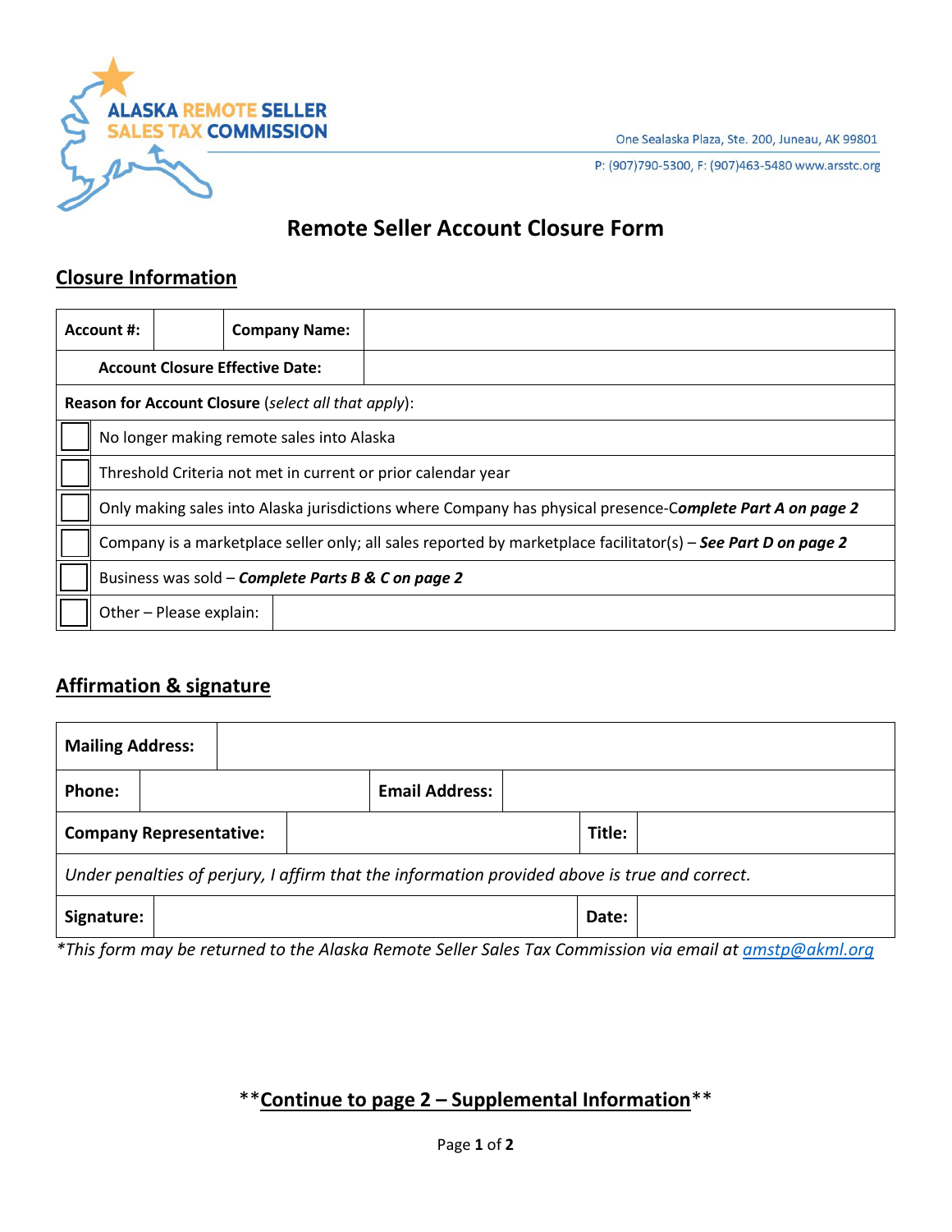ALASKA REMOTE SELLER SALES TAX COMMISSION

One Sealaska Plaza, Ste. 200, Juneau, AK 99801

P: (907)790-5300, F: (907)463-5480 www.arsstc.org

# Remote Seller Account Closure Form

## Closure Information

| **Account #:** | | **Company Name:** | |
|---|---|---|---|
| **Account Closure Effective Date:** | | | |

**Reason for Account Closure** (*select all that apply*):

| | |
|---|---|
| ☐ | No longer making remote sales into Alaska |
| ☐ | Threshold Criteria not met in current or prior calendar year |
| ☐ | Only making sales into Alaska jurisdictions where Company has physical presence-C***omplete Part A on page 2*** |
| ☐ | Company is a marketplace seller only; all sales reported by marketplace facilitator(s) – ***See Part D on page 2*** |
| ☐ | Business was sold – ***Complete Parts B & C on page 2*** |
| ☐ | Other – Please explain: |

## Affirmation & signature

| **Mailing Address:** | | | |
|---|---|---|---|
| **Phone:** | | **Email Address:** | |
| **Company Representative:** | | **Title:** | |
| *Under penalties of perjury, I affirm that the information provided above is true and correct.* | | | |
| **Signature:** | | **Date:** | |

**This form may be returned to the Alaska Remote Seller Sales Tax Commission via email at [amstp@akml.org](mailto:amstp@akml.org)*

**Continue to page 2 – Supplemental Information**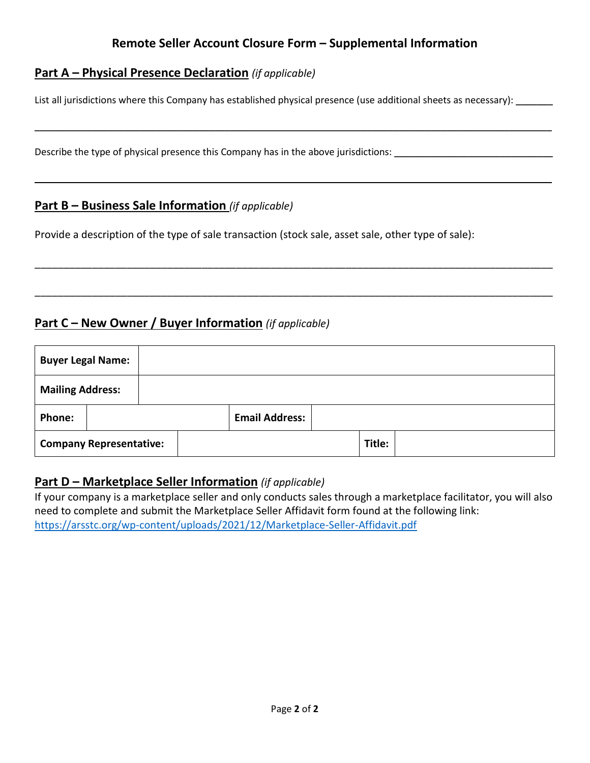## Remote Seller Account Closure Form – Supplemental Information

### Part A – Physical Presence Declaration *(if applicable)*

List all jurisdictions where this Company has established physical presence (use additional sheets as necessary): _______

_______________________________________________________________________________________

Describe the type of physical presence this Company has in the above jurisdictions: ______________________________

_______________________________________________________________________________________

### Part B – Business Sale Information *(if applicable)*

Provide a description of the type of sale transaction (stock sale, asset sale, other type of sale):

_______________________________________________________________________________________

_______________________________________________________________________________________

### Part C – New Owner / Buyer Information *(if applicable)*

| | | | |
|---|---|---|---|
| **Buyer Legal Name:** | | | |
| **Mailing Address:** | | | |
| **Phone:** | | **Email Address:** | |
| **Company Representative:** | | **Title:** | |

### Part D – Marketplace Seller Information *(if applicable)*

If your company is a marketplace seller and only conducts sales through a marketplace facilitator, you will also need to complete and submit the Marketplace Seller Affidavit form found at the following link: https://arsstc.org/wp-content/uploads/2021/12/Marketplace-Seller-Affidavit.pdf